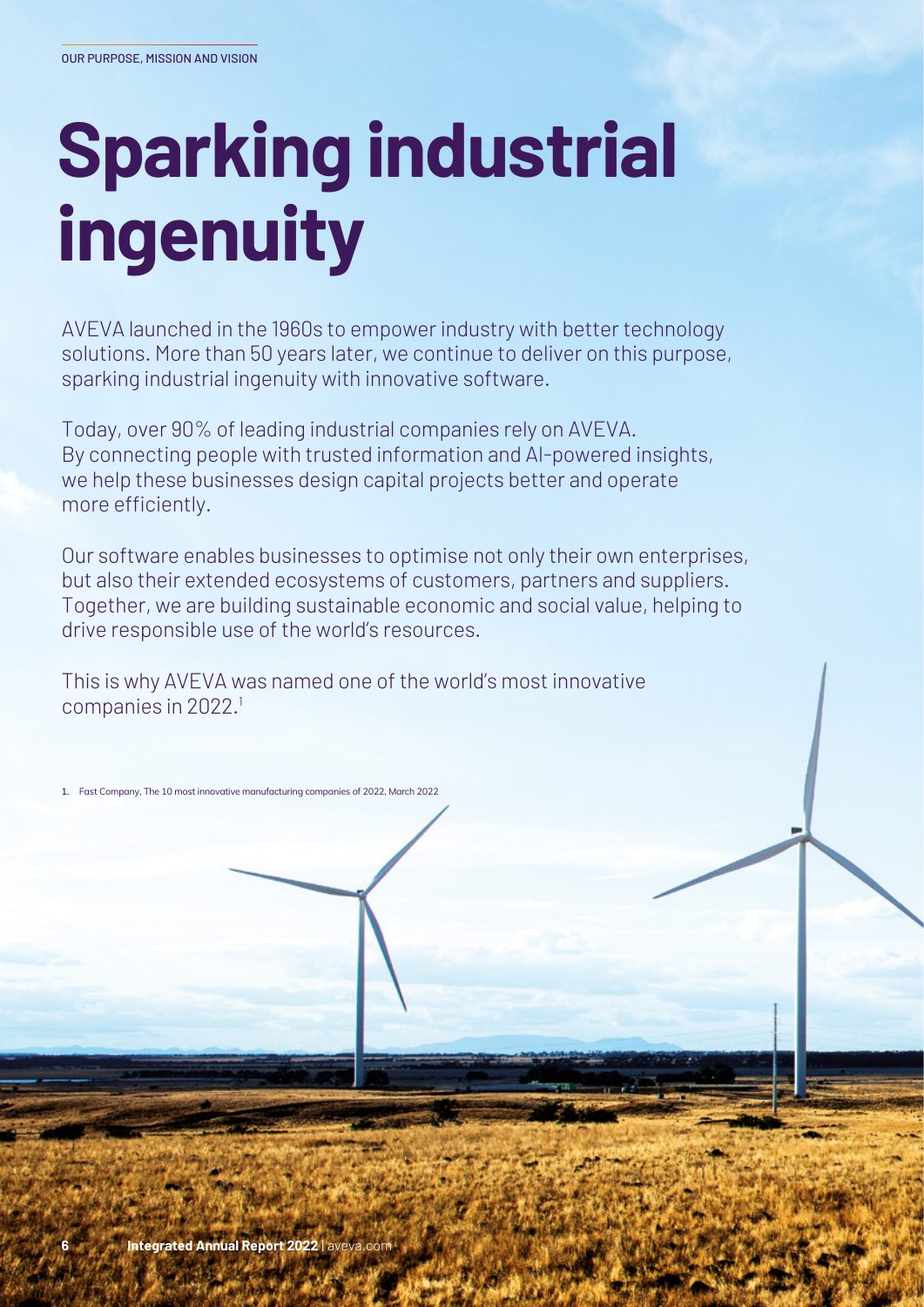OUR PURPOSE, MISSION AND VISION

# Sparking industrial ingenuity

AVEVA launched in the 1960s to empower industry with better technology solutions. More than 50 years later, we continue to deliver on this purpose, sparking industrial ingenuity with innovative software.

Today, over 90% of leading industrial companies rely on AVEVA. By connecting people with trusted information and AI-powered insights, we help these businesses design capital projects better and operate more efficiently.

Our software enables businesses to optimise not only their own enterprises, but also their extended ecosystems of customers, partners and suppliers. Together, we are building sustainable economic and social value, helping to drive responsible use of the world's resources.

This is why AVEVA was named one of the world's most innovative companies in 2022.[1]

1. Fast Company, The 10 most innovative manufacturing companies of 2022, March 2022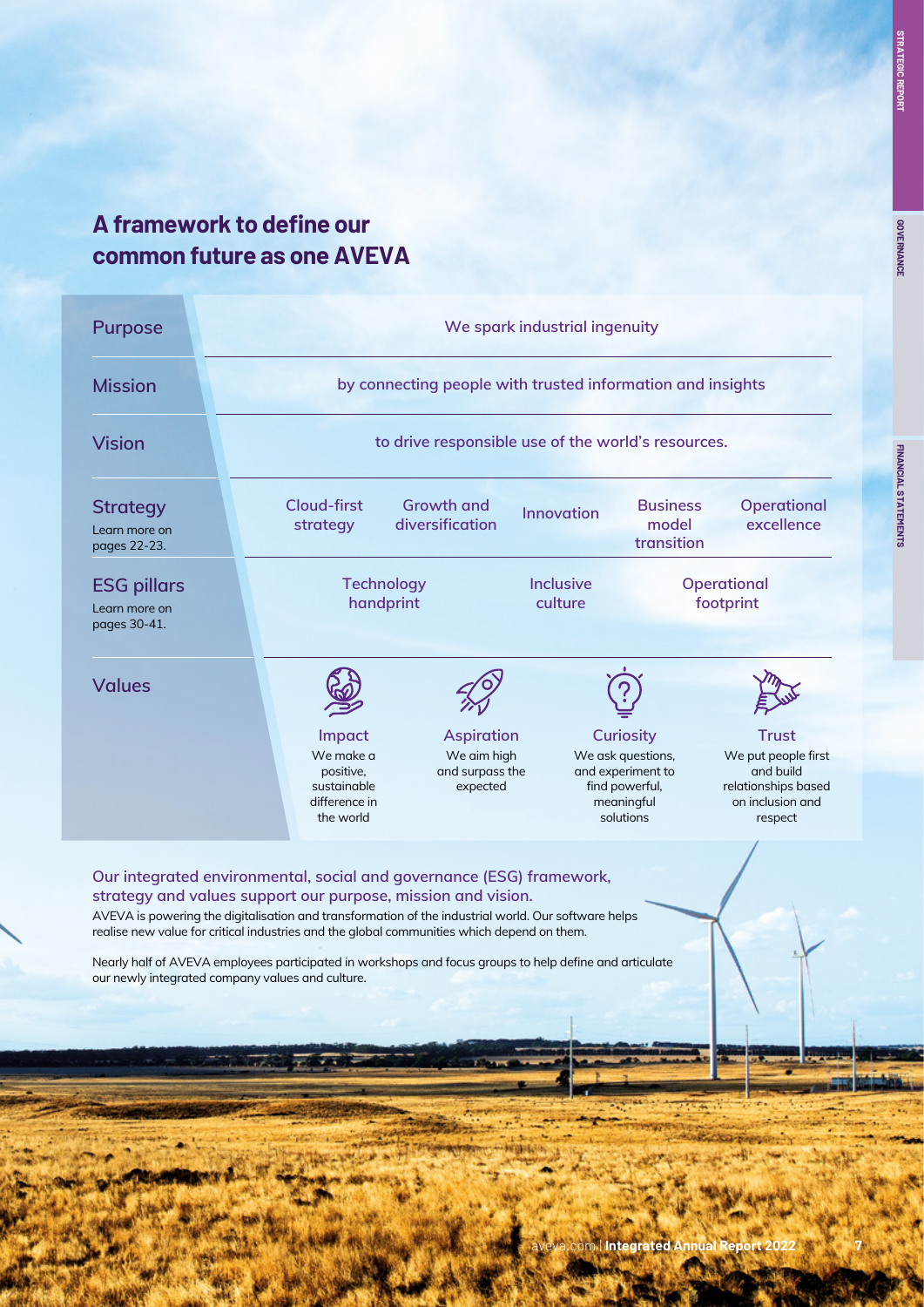# A framework to define our common future as one AVEVA

| | |
|---|---|
| **Purpose** | We spark industrial ingenuity |
| **Mission** | by connecting people with trusted information and insights |
| **Vision** | to drive responsible use of the world's resources. |
| **Strategy** (Learn more on pages 22-23.) | Cloud-first strategy; Growth and diversification; Innovation; Business model transition; Operational excellence |
| **ESG pillars** (Learn more on pages 30-41.) | Technology handprint; Inclusive culture; Operational footprint |
| **Values** | **Impact** – We make a positive, sustainable difference in the world; **Aspiration** – We aim high and surpass the expected; **Curiosity** – We ask questions, and experiment to find powerful, meaningful solutions; **Trust** – We put people first and build relationships based on inclusion and respect |

**Our integrated environmental, social and governance (ESG) framework, strategy and values support our purpose, mission and vision.**

AVEVA is powering the digitalisation and transformation of the industrial world. Our software helps realise new value for critical industries and the global communities which depend on them.

Nearly half of AVEVA employees participated in workshops and focus groups to help define and articulate our newly integrated company values and culture.